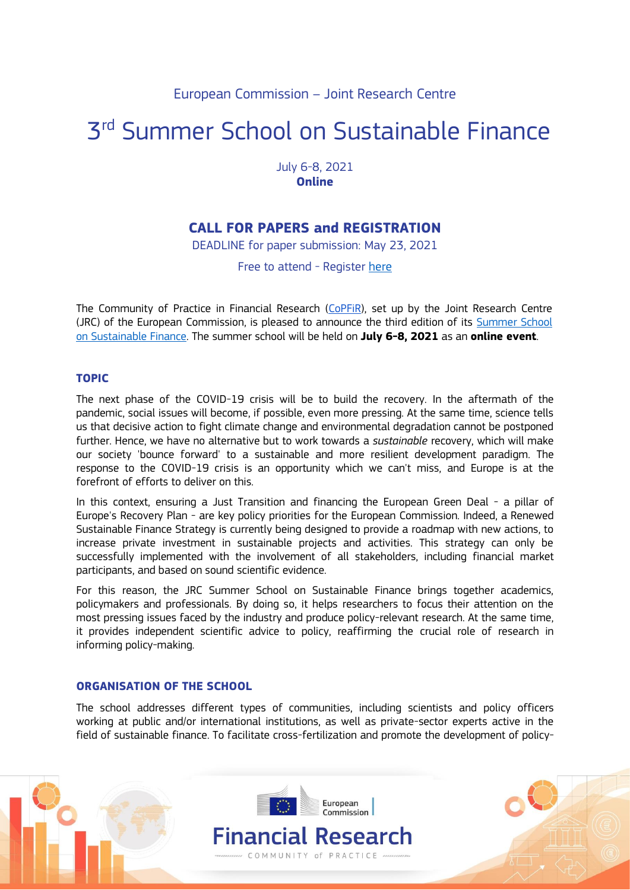European Commission – Joint Research Centre

# 3rd Summer School on Sustainable Finance

July 6-8, 2021
**Online**

## CALL FOR PAPERS and REGISTRATION

DEADLINE for paper submission: May 23, 2021

Free to attend - Register here

The Community of Practice in Financial Research (CoPFiR), set up by the Joint Research Centre (JRC) of the European Commission, is pleased to announce the third edition of its Summer School on Sustainable Finance. The summer school will be held on **July 6-8, 2021** as an **online event**.

### TOPIC

The next phase of the COVID-19 crisis will be to build the recovery. In the aftermath of the pandemic, social issues will become, if possible, even more pressing. At the same time, science tells us that decisive action to fight climate change and environmental degradation cannot be postponed further. Hence, we have no alternative but to work towards a *sustainable* recovery, which will make our society 'bounce forward' to a sustainable and more resilient development paradigm. The response to the COVID-19 crisis is an opportunity which we can't miss, and Europe is at the forefront of efforts to deliver on this.

In this context, ensuring a Just Transition and financing the European Green Deal - a pillar of Europe's Recovery Plan - are key policy priorities for the European Commission. Indeed, a Renewed Sustainable Finance Strategy is currently being designed to provide a roadmap with new actions, to increase private investment in sustainable projects and activities. This strategy can only be successfully implemented with the involvement of all stakeholders, including financial market participants, and based on sound scientific evidence.

For this reason, the JRC Summer School on Sustainable Finance brings together academics, policymakers and professionals. By doing so, it helps researchers to focus their attention on the most pressing issues faced by the industry and produce policy-relevant research. At the same time, it provides independent scientific advice to policy, reaffirming the crucial role of research in informing policy-making.

### ORGANISATION OF THE SCHOOL

The school addresses different types of communities, including scientists and policy officers working at public and/or international institutions, as well as private-sector experts active in the field of sustainable finance. To facilitate cross-fertilization and promote the development of policy-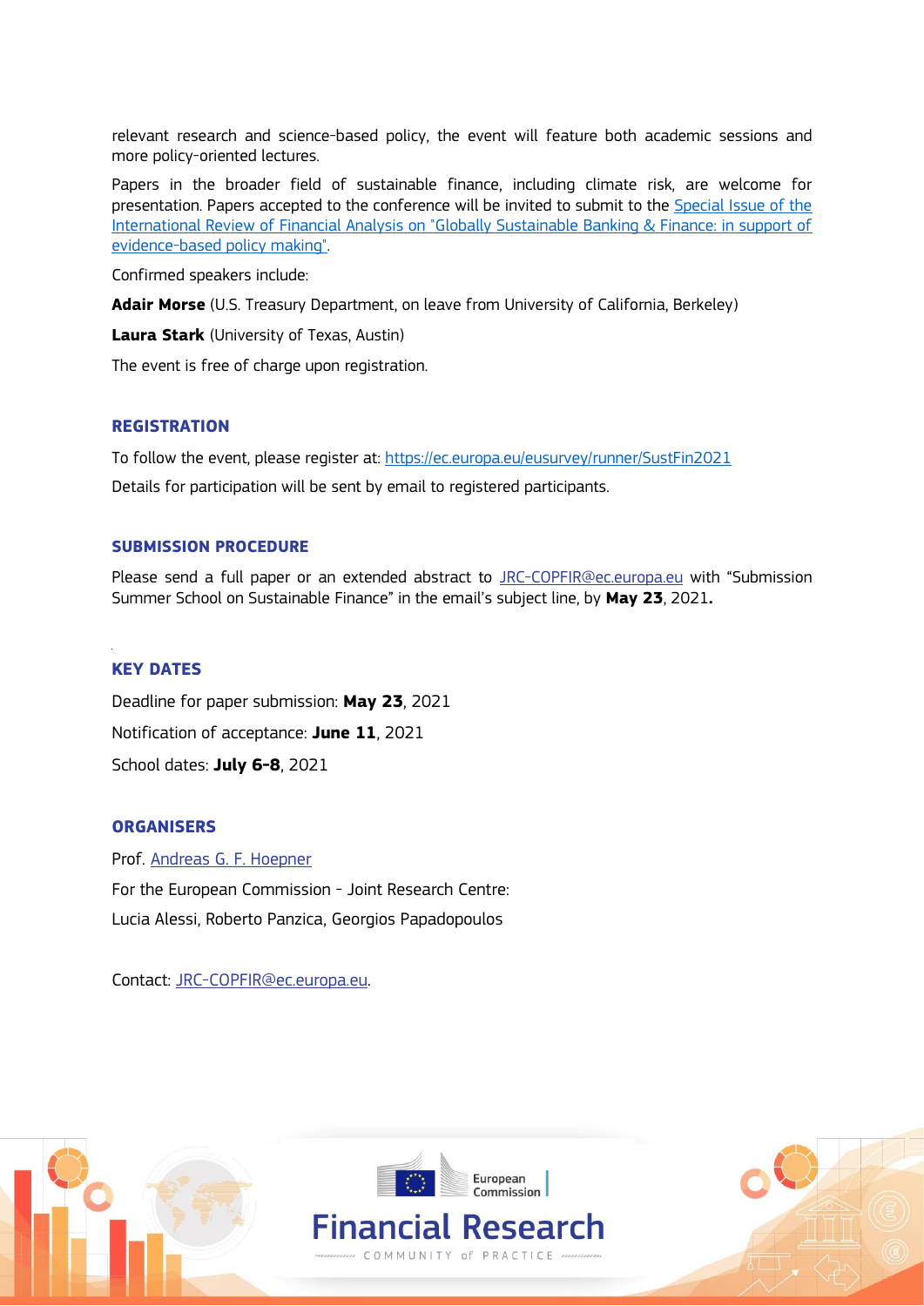relevant research and science-based policy, the event will feature both academic sessions and more policy-oriented lectures.

Papers in the broader field of sustainable finance, including climate risk, are welcome for presentation. Papers accepted to the conference will be invited to submit to the [Special Issue of the International Review of Financial Analysis on "Globally Sustainable Banking & Finance: in support of evidence-based policy making"](#).

Confirmed speakers include:

**Adair Morse** (U.S. Treasury Department, on leave from University of California, Berkeley)

**Laura Stark** (University of Texas, Austin)

The event is free of charge upon registration.

## REGISTRATION

To follow the event, please register at: https://ec.europa.eu/eusurvey/runner/SustFin2021

Details for participation will be sent by email to registered participants.

## SUBMISSION PROCEDURE

Please send a full paper or an extended abstract to JRC-COPFIR@ec.europa.eu with "Submission Summer School on Sustainable Finance" in the email's subject line, by **May 23**, 2021**.**

## KEY DATES

Deadline for paper submission: **May 23**, 2021

Notification of acceptance: **June 11**, 2021

School dates: **July 6-8**, 2021

## ORGANISERS

Prof. Andreas G. F. Hoepner

For the European Commission - Joint Research Centre:

Lucia Alessi, Roberto Panzica, Georgios Papadopoulos

Contact: JRC-COPFIR@ec.europa.eu.